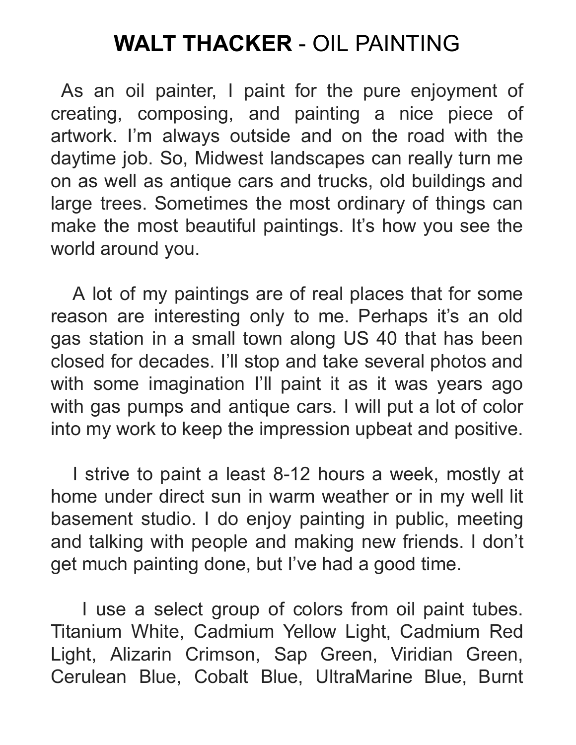# **WALT THACKER** - OIL PAINTING

As an oil painter, I paint for the pure enjoyment of creating, composing, and painting a nice piece of artwork. I'm always outside and on the road with the daytime job. So, Midwest landscapes can really turn me on as well as antique cars and trucks, old buildings and large trees. Sometimes the most ordinary of things can make the most beautiful paintings. It's how you see the world around you.

A lot of my paintings are of real places that for some reason are interesting only to me. Perhaps it's an old gas station in a small town along US 40 that has been closed for decades. I'll stop and take several photos and with some imagination I'll paint it as it was years ago with gas pumps and antique cars. I will put a lot of color into my work to keep the impression upbeat and positive.

I strive to paint a least 8-12 hours a week, mostly at home under direct sun in warm weather or in my well lit basement studio. I do enjoy painting in public, meeting and talking with people and making new friends. I don't get much painting done, but I've had a good time.

I use a select group of colors from oil paint tubes. Titanium White, Cadmium Yellow Light, Cadmium Red Light, Alizarin Crimson, Sap Green, Viridian Green, Cerulean Blue, Cobalt Blue, UltraMarine Blue, Burnt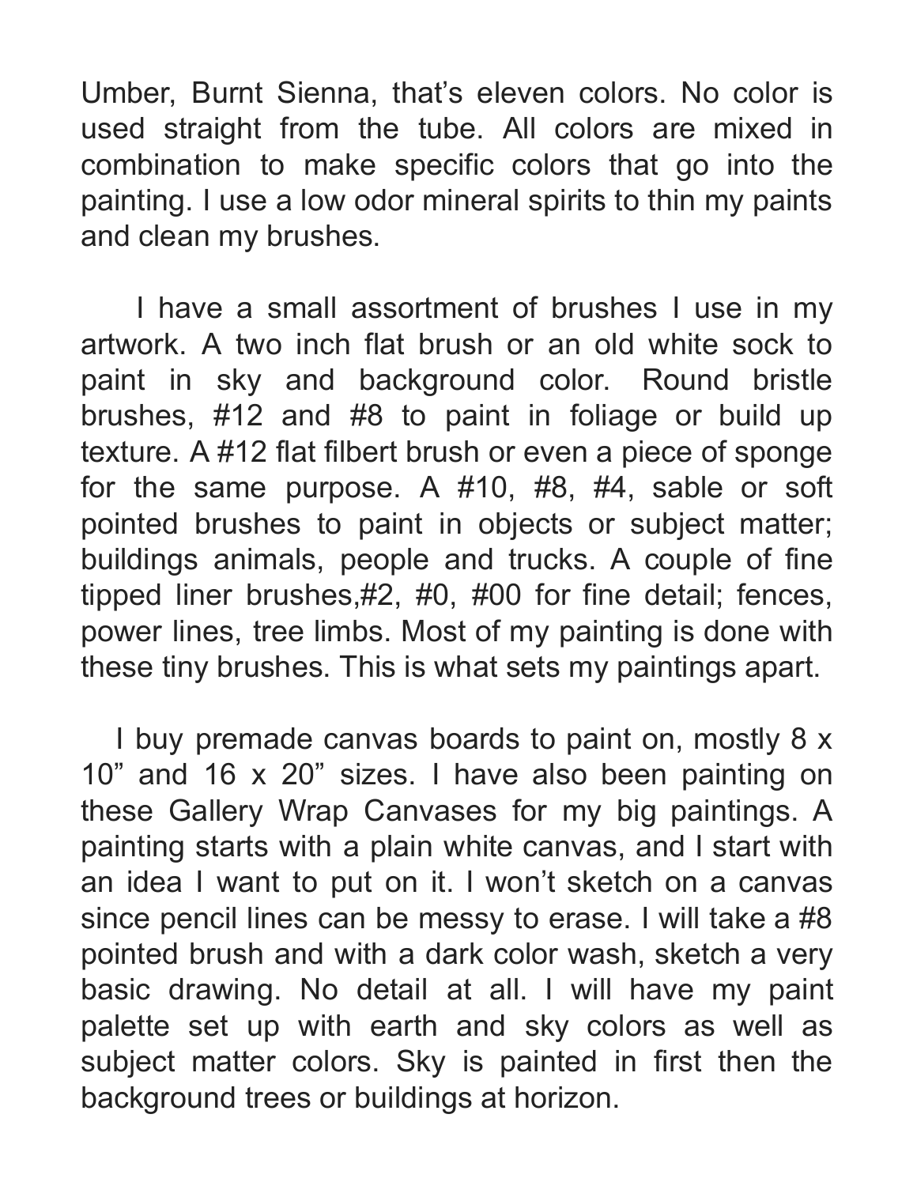Umber, Burnt Sienna, that's eleven colors. No color is used straight from the tube. All colors are mixed in combination to make specific colors that go into the painting. I use a low odor mineral spirits to thin my paints and clean my brushes.

I have a small assortment of brushes I use in my artwork. A two inch flat brush or an old white sock to paint in sky and background color. Round bristle brushes, #12 and #8 to paint in foliage or build up texture. A #12 flat filbert brush or even a piece of sponge for the same purpose. A #10, #8, #4, sable or soft pointed brushes to paint in objects or subject matter; buildings animals, people and trucks. A couple of fine tipped liner brushes,#2, #0, #00 for fine detail; fences, power lines, tree limbs. Most of my painting is done with these tiny brushes. This is what sets my paintings apart.

I buy premade canvas boards to paint on, mostly 8 x 10" and 16 x 20" sizes. I have also been painting on these Gallery Wrap Canvases for my big paintings. A painting starts with a plain white canvas, and I start with an idea I want to put on it. I won't sketch on a canvas since pencil lines can be messy to erase. I will take a #8 pointed brush and with a dark color wash, sketch a very basic drawing. No detail at all. I will have my paint palette set up with earth and sky colors as well as subject matter colors. Sky is painted in first then the background trees or buildings at horizon.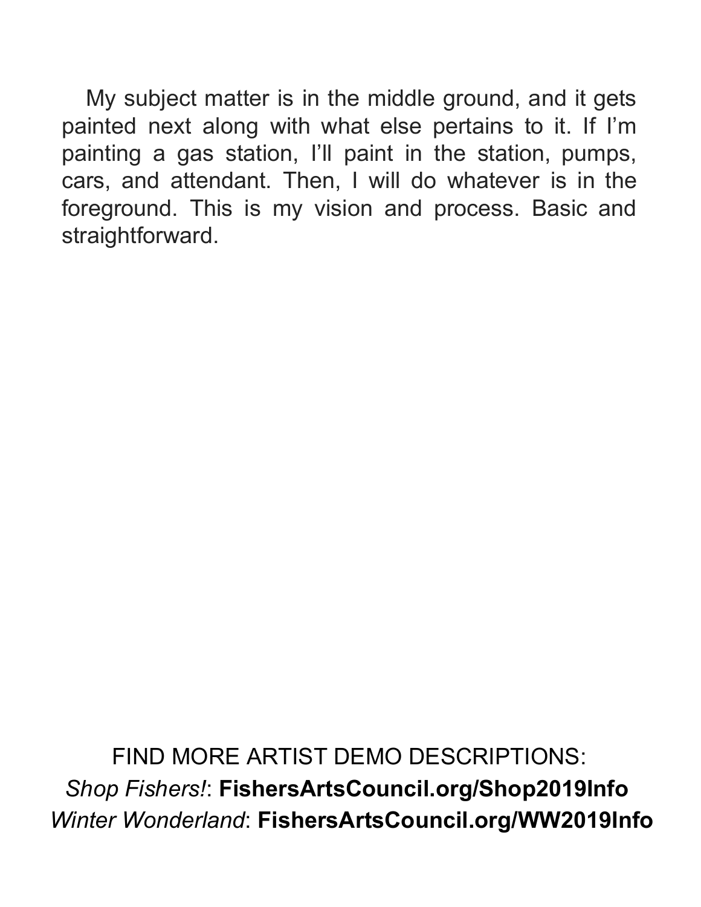My subject matter is in the middle ground, and it gets painted next along with what else pertains to it. If I'm painting a gas station, I'll paint in the station, pumps, cars, and attendant. Then, I will do whatever is in the foreground. This is my vision and process. Basic and straightforward.

FIND MORE ARTIST DEMO DESCRIPTIONS:

*Shop Fishers!*: **FishersArtsCouncil.org/Shop2019Info**

*Winter Wonderland*: **FishersArtsCouncil.org/WW2019Info**